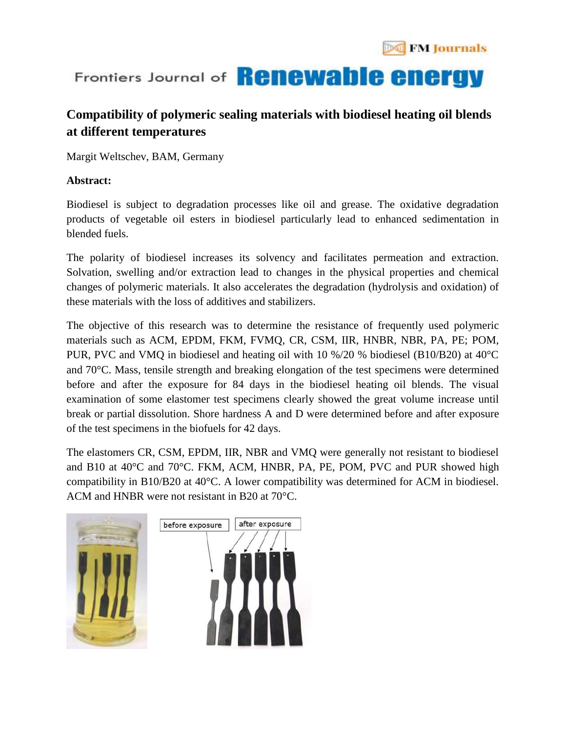# Compatibility of polymeric sealing materials with biodiesel heating oil blends at different temperatures

Margit Weltschev, BAM, Germany

**Abstract:**

Biodiesel is subject to degradation processes like oil and grease. The oxidative degradation products of vegetable oil esters in biodiesel particularly lead to enhanced sedimentation in blended fuels.

The polarity of biodiesel increases its solvency and facilitates permeation and extraction. Solvation, swelling and/or extraction lead to changes in the physical properties and chemical changes of polymeric materials. It also accelerates the degradation (hydrolysis and oxidation) of these materials with the loss of additives and stabilizers.

The objective of this research was to determine the resistance of frequently used polymeric materials such as ACM, EPDM, FKM, FVMQ, CR, CSM, IIR, HNBR, NBR, PA, PE; POM, PUR, PVC and VMQ in biodiesel and heating oil with 10 %/20 % biodiesel (B10/B20) at 40°C and 70°C. Mass, tensile strength and breaking elongation of the test specimens were determined before and after the exposure for 84 days in the biodiesel heating oil blends. The visual examination of some elastomer test specimens clearly showed the great volume increase until break or partial dissolution. Shore hardness A and D were determined before and after exposure of the test specimens in the biofuels for 42 days.

The elastomers CR, CSM, EPDM, IIR, NBR and VMQ were generally not resistant to biodiesel and B10 at 40°C and 70°C. FKM, ACM, HNBR, PA, PE, POM, PVC and PUR showed high compatibility in B10/B20 at 40°C. A lower compatibility was determined for ACM in biodiesel. ACM and HNBR were not resistant in B20 at 70°C.

before exposure | after exposure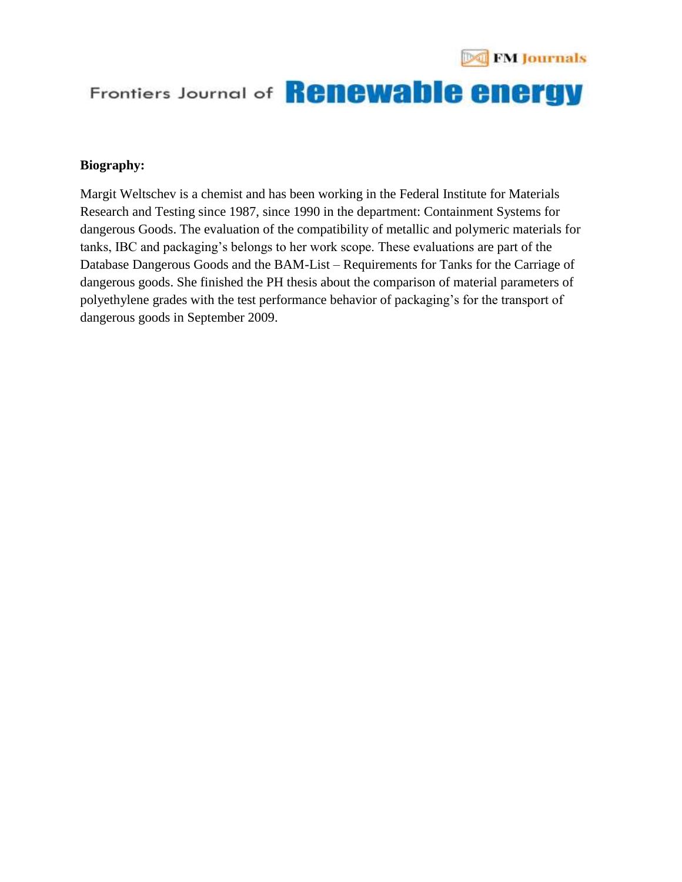**Biography:**

Margit Weltschev is a chemist and has been working in the Federal Institute for Materials Research and Testing since 1987, since 1990 in the department: Containment Systems for dangerous Goods. The evaluation of the compatibility of metallic and polymeric materials for tanks, IBC and packaging's belongs to her work scope. These evaluations are part of the Database Dangerous Goods and the BAM-List – Requirements for Tanks for the Carriage of dangerous goods. She finished the PH thesis about the comparison of material parameters of polyethylene grades with the test performance behavior of packaging's for the transport of dangerous goods in September 2009.